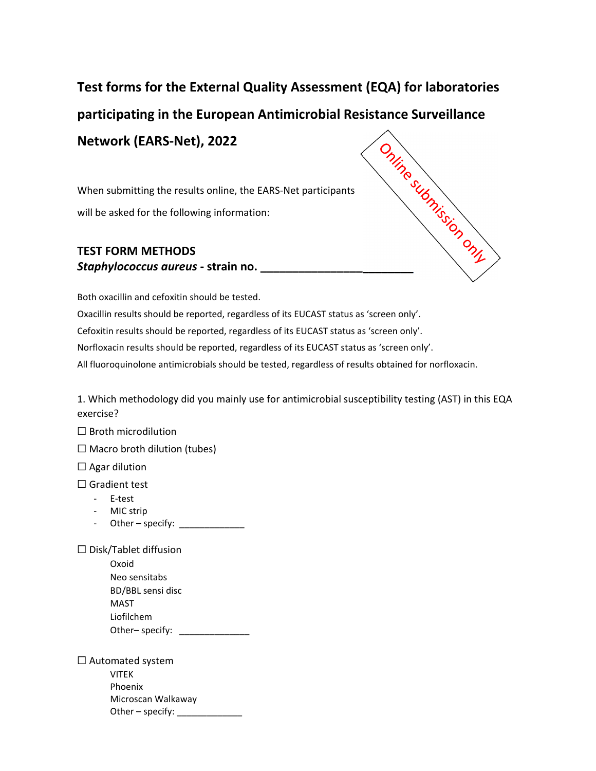# Test forms for the External Quality Assessment (EQA) for laboratories participating in the European Antimicrobial Resistance Surveillance Network (EARS-Net), 2022

Online submission only

When submitting the results online, the EARS-Net participants will be asked for the following information:

## TEST FORM METHODS

***Staphylococcus aureus*** **- strain no. ________________________**

Both oxacillin and cefoxitin should be tested.

Oxacillin results should be reported, regardless of its EUCAST status as 'screen only'.

Cefoxitin results should be reported, regardless of its EUCAST status as 'screen only'.

Norfloxacin results should be reported, regardless of its EUCAST status as 'screen only'.

All fluoroquinolone antimicrobials should be tested, regardless of results obtained for norfloxacin.

1. Which methodology did you mainly use for antimicrobial susceptibility testing (AST) in this EQA exercise?

☐ Broth microdilution

☐ Macro broth dilution (tubes)

☐ Agar dilution

☐ Gradient test

- E-test
- MIC strip
- Other – specify: _____________

☐ Disk/Tablet diffusion

Oxoid
Neo sensitabs
BD/BBL sensi disc
MAST
Liofilchem
Other– specify: ______________

☐ Automated system

VITEK
Phoenix
Microscan Walkaway
Other – specify: _____________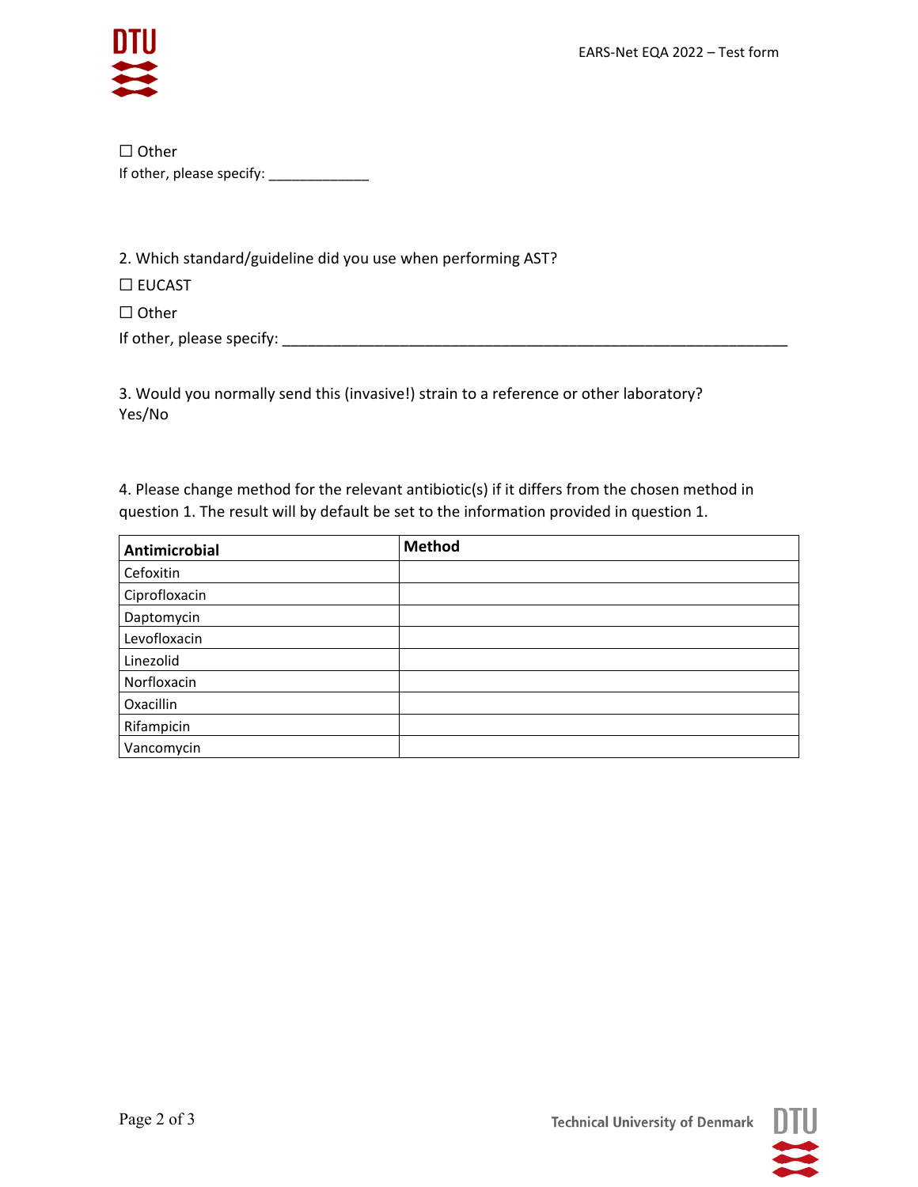☐ Other

If other, please specify: _____________

2. Which standard/guideline did you use when performing AST?

☐ EUCAST

☐ Other

If other, please specify: _________________________________________________________________

3. Would you normally send this (invasive!) strain to a reference or other laboratory?
Yes/No

4. Please change method for the relevant antibiotic(s) if it differs from the chosen method in question 1. The result will by default be set to the information provided in question 1.

| Antimicrobial | Method |
|---|---|
| Cefoxitin | |
| Ciprofloxacin | |
| Daptomycin | |
| Levofloxacin | |
| Linezolid | |
| Norfloxacin | |
| Oxacillin | |
| Rifampicin | |
| Vancomycin | |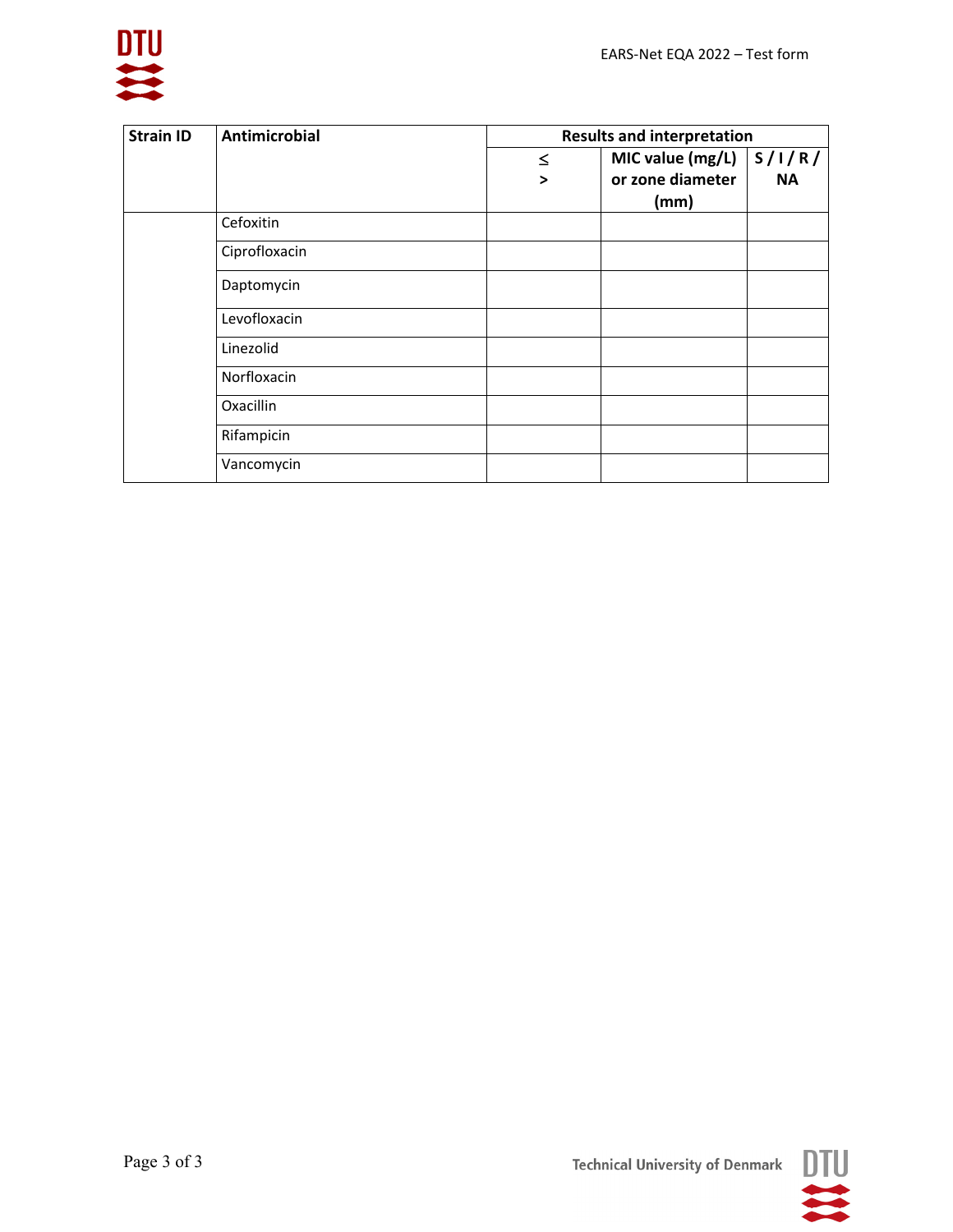| Strain ID | Antimicrobial | Results and interpretation | | |
|---|---|---|---|---|
| | | ≤<br>> | MIC value (mg/L) or zone diameter (mm) | S / I / R / NA |
| | Cefoxitin | | | |
| | Ciprofloxacin | | | |
| | Daptomycin | | | |
| | Levofloxacin | | | |
| | Linezolid | | | |
| | Norfloxacin | | | |
| | Oxacillin | | | |
| | Rifampicin | | | |
| | Vancomycin | | | |